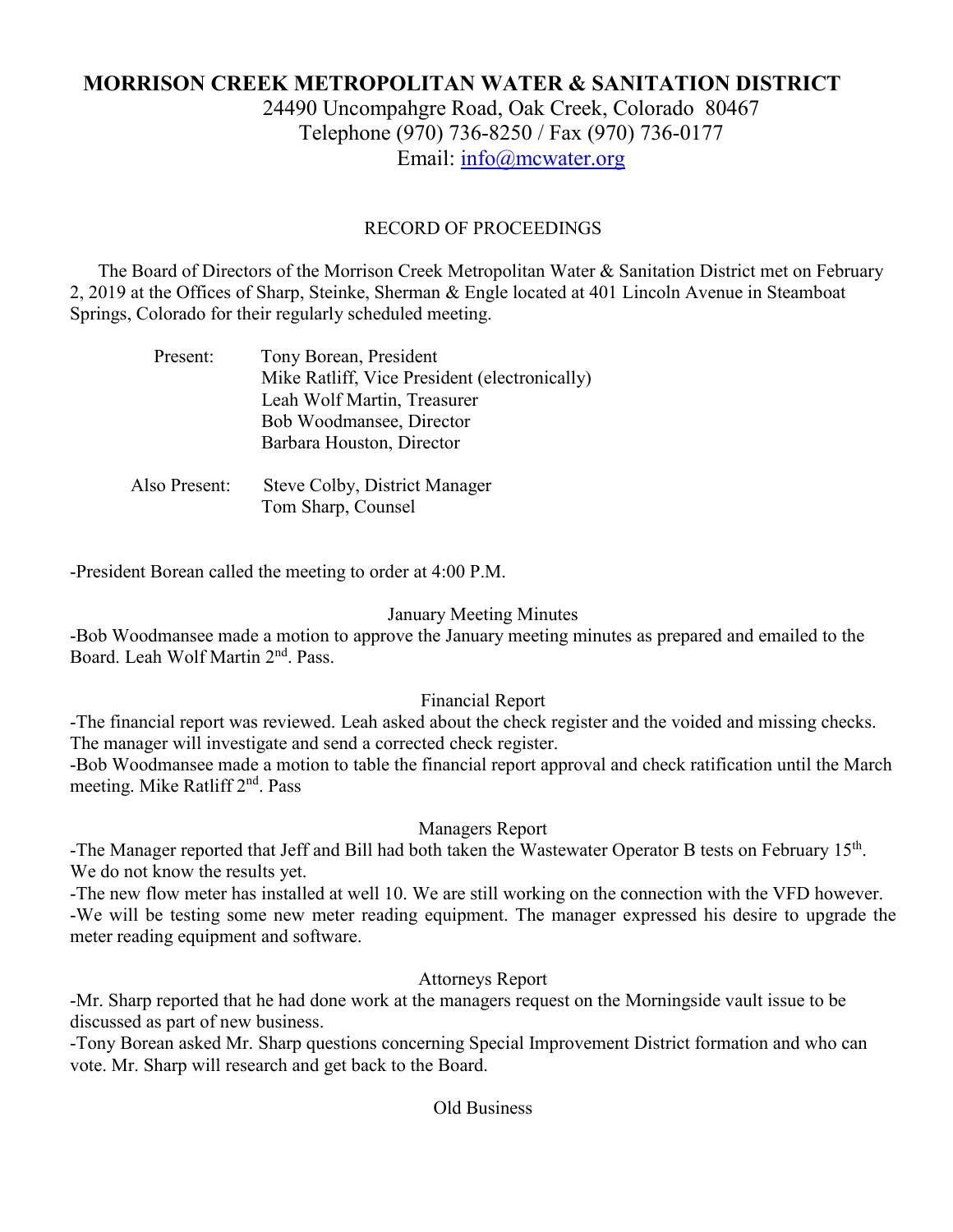# MORRISON CREEK METROPOLITAN WATER & SANITATION DISTRICT

24490 Uncompahgre Road, Oak Creek, Colorado 80467
Telephone (970) 736-8250 / Fax (970) 736-0177
Email: info@mcwater.org

## RECORD OF PROCEEDINGS

The Board of Directors of the Morrison Creek Metropolitan Water & Sanitation District met on February 2, 2019 at the Offices of Sharp, Steinke, Sherman & Engle located at 401 Lincoln Avenue in Steamboat Springs, Colorado for their regularly scheduled meeting.

Present:
- Tony Borean, President
- Mike Ratliff, Vice President (electronically)
- Leah Wolf Martin, Treasurer
- Bob Woodmansee, Director
- Barbara Houston, Director

Also Present:
- Steve Colby, District Manager
- Tom Sharp, Counsel

-President Borean called the meeting to order at 4:00 P.M.

### January Meeting Minutes

-Bob Woodmansee made a motion to approve the January meeting minutes as prepared and emailed to the Board. Leah Wolf Martin 2nd. Pass.

### Financial Report

-The financial report was reviewed. Leah asked about the check register and the voided and missing checks. The manager will investigate and send a corrected check register.

-Bob Woodmansee made a motion to table the financial report approval and check ratification until the March meeting. Mike Ratliff 2nd. Pass

### Managers Report

-The Manager reported that Jeff and Bill had both taken the Wastewater Operator B tests on February 15th. We do not know the results yet.

-The new flow meter has installed at well 10. We are still working on the connection with the VFD however.

-We will be testing some new meter reading equipment. The manager expressed his desire to upgrade the meter reading equipment and software.

### Attorneys Report

-Mr. Sharp reported that he had done work at the managers request on the Morningside vault issue to be discussed as part of new business.

-Tony Borean asked Mr. Sharp questions concerning Special Improvement District formation and who can vote. Mr. Sharp will research and get back to the Board.

### Old Business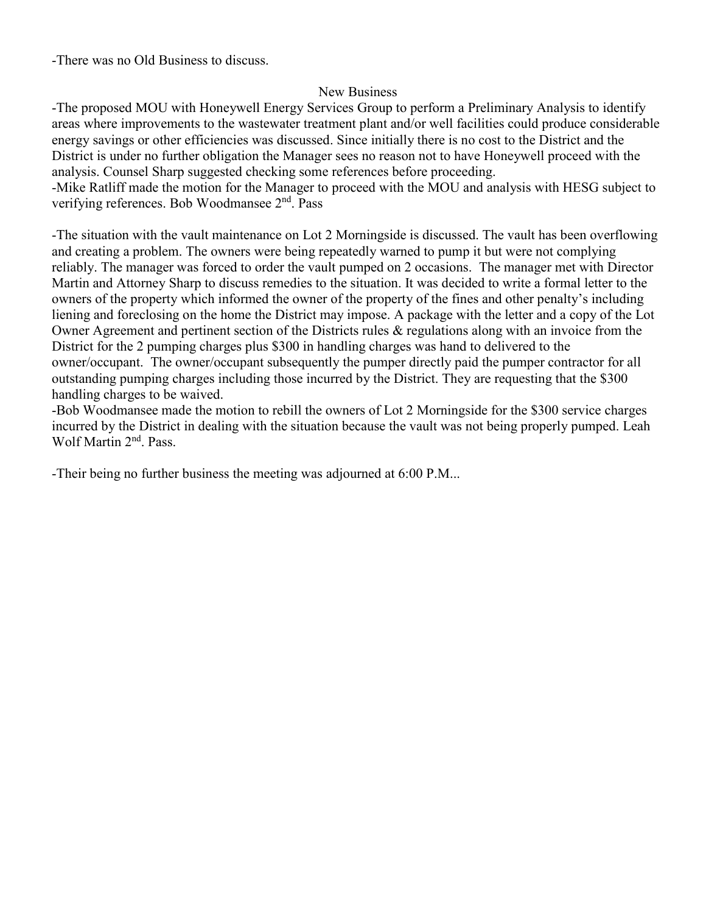-There was no Old Business to discuss.

## New Business

-The proposed MOU with Honeywell Energy Services Group to perform a Preliminary Analysis to identify areas where improvements to the wastewater treatment plant and/or well facilities could produce considerable energy savings or other efficiencies was discussed. Since initially there is no cost to the District and the District is under no further obligation the Manager sees no reason not to have Honeywell proceed with the analysis. Counsel Sharp suggested checking some references before proceeding.
-Mike Ratliff made the motion for the Manager to proceed with the MOU and analysis with HESG subject to verifying references. Bob Woodmansee 2nd. Pass

-The situation with the vault maintenance on Lot 2 Morningside is discussed. The vault has been overflowing and creating a problem. The owners were being repeatedly warned to pump it but were not complying reliably. The manager was forced to order the vault pumped on 2 occasions. The manager met with Director Martin and Attorney Sharp to discuss remedies to the situation. It was decided to write a formal letter to the owners of the property which informed the owner of the property of the fines and other penalty's including liening and foreclosing on the home the District may impose. A package with the letter and a copy of the Lot Owner Agreement and pertinent section of the Districts rules & regulations along with an invoice from the District for the 2 pumping charges plus $300 in handling charges was hand to delivered to the owner/occupant. The owner/occupant subsequently the pumper directly paid the pumper contractor for all outstanding pumping charges including those incurred by the District. They are requesting that the $300 handling charges to be waived.
-Bob Woodmansee made the motion to rebill the owners of Lot 2 Morningside for the $300 service charges incurred by the District in dealing with the situation because the vault was not being properly pumped. Leah Wolf Martin 2nd. Pass.

-Their being no further business the meeting was adjourned at 6:00 P.M...